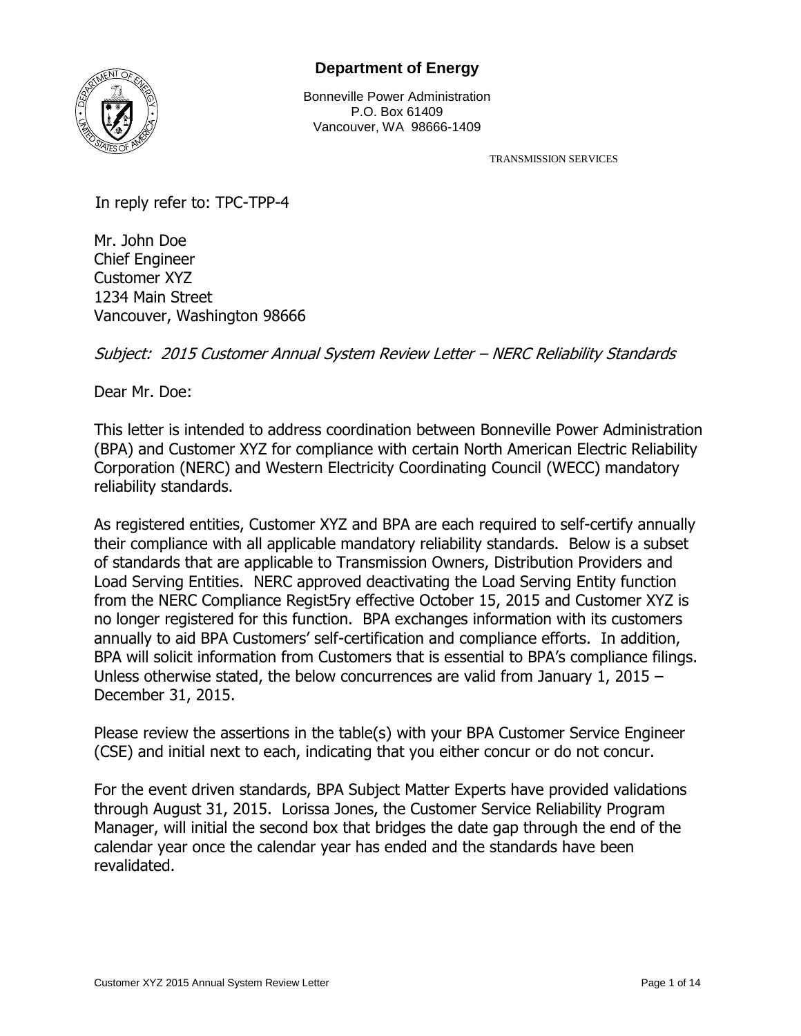**Department of Energy**

Bonneville Power Administration
P.O. Box 61409
Vancouver, WA 98666-1409

TRANSMISSION SERVICES

In reply refer to: TPC-TPP-4

Mr. John Doe
Chief Engineer
Customer XYZ
1234 Main Street
Vancouver, Washington 98666

*Subject: 2015 Customer Annual System Review Letter – NERC Reliability Standards*

Dear Mr. Doe:

This letter is intended to address coordination between Bonneville Power Administration (BPA) and Customer XYZ for compliance with certain North American Electric Reliability Corporation (NERC) and Western Electricity Coordinating Council (WECC) mandatory reliability standards.

As registered entities, Customer XYZ and BPA are each required to self-certify annually their compliance with all applicable mandatory reliability standards. Below is a subset of standards that are applicable to Transmission Owners, Distribution Providers and Load Serving Entities. NERC approved deactivating the Load Serving Entity function from the NERC Compliance Regist5ry effective October 15, 2015 and Customer XYZ is no longer registered for this function. BPA exchanges information with its customers annually to aid BPA Customers' self-certification and compliance efforts. In addition, BPA will solicit information from Customers that is essential to BPA's compliance filings. Unless otherwise stated, the below concurrences are valid from January 1, 2015 – December 31, 2015.

Please review the assertions in the table(s) with your BPA Customer Service Engineer (CSE) and initial next to each, indicating that you either concur or do not concur.

For the event driven standards, BPA Subject Matter Experts have provided validations through August 31, 2015. Lorissa Jones, the Customer Service Reliability Program Manager, will initial the second box that bridges the date gap through the end of the calendar year once the calendar year has ended and the standards have been revalidated.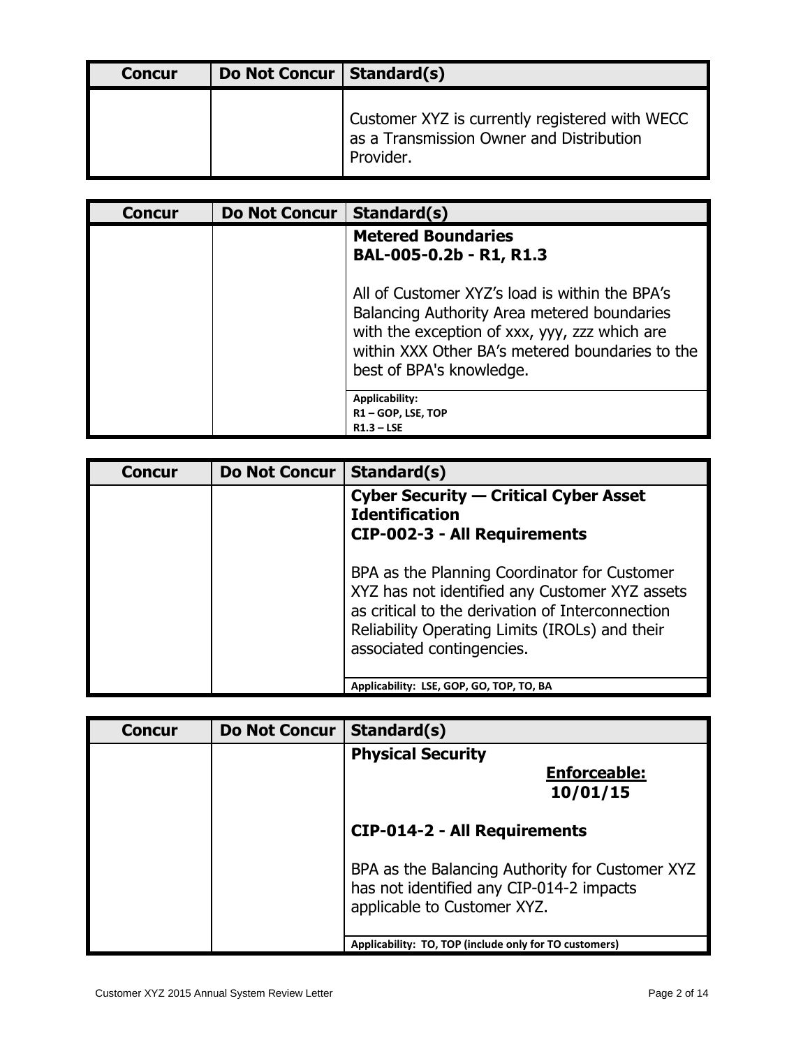| Concur | Do Not Concur | Standard(s) |
|---|---|---|
| | | Customer XYZ is currently registered with WECC as a Transmission Owner and Distribution Provider. |

| Concur | Do Not Concur | Standard(s) |
|---|---|---|
| | | **Metered Boundaries**<br>**BAL-005-0.2b - R1, R1.3**<br><br>All of Customer XYZ's load is within the BPA's Balancing Authority Area metered boundaries with the exception of xxx, yyy, zzz which are within XXX Other BA's metered boundaries to the best of BPA's knowledge. |
| | | **Applicability:**<br>**R1 – GOP, LSE, TOP**<br>**R1.3 – LSE** |

| Concur | Do Not Concur | Standard(s) |
|---|---|---|
| | | **Cyber Security — Critical Cyber Asset Identification**<br>**CIP-002-3 - All Requirements**<br><br>BPA as the Planning Coordinator for Customer XYZ has not identified any Customer XYZ assets as critical to the derivation of Interconnection Reliability Operating Limits (IROLs) and their associated contingencies. |
| | | **Applicability: LSE, GOP, GO, TOP, TO, BA** |

| Concur | Do Not Concur | Standard(s) |
|---|---|---|
| | | **Physical Security**<br>**<u>Enforceable:</u>**<br>**10/01/15**<br><br>**CIP-014-2 - All Requirements**<br><br>BPA as the Balancing Authority for Customer XYZ has not identified any CIP-014-2 impacts applicable to Customer XYZ. |
| | | **Applicability: TO, TOP (include only for TO customers)** |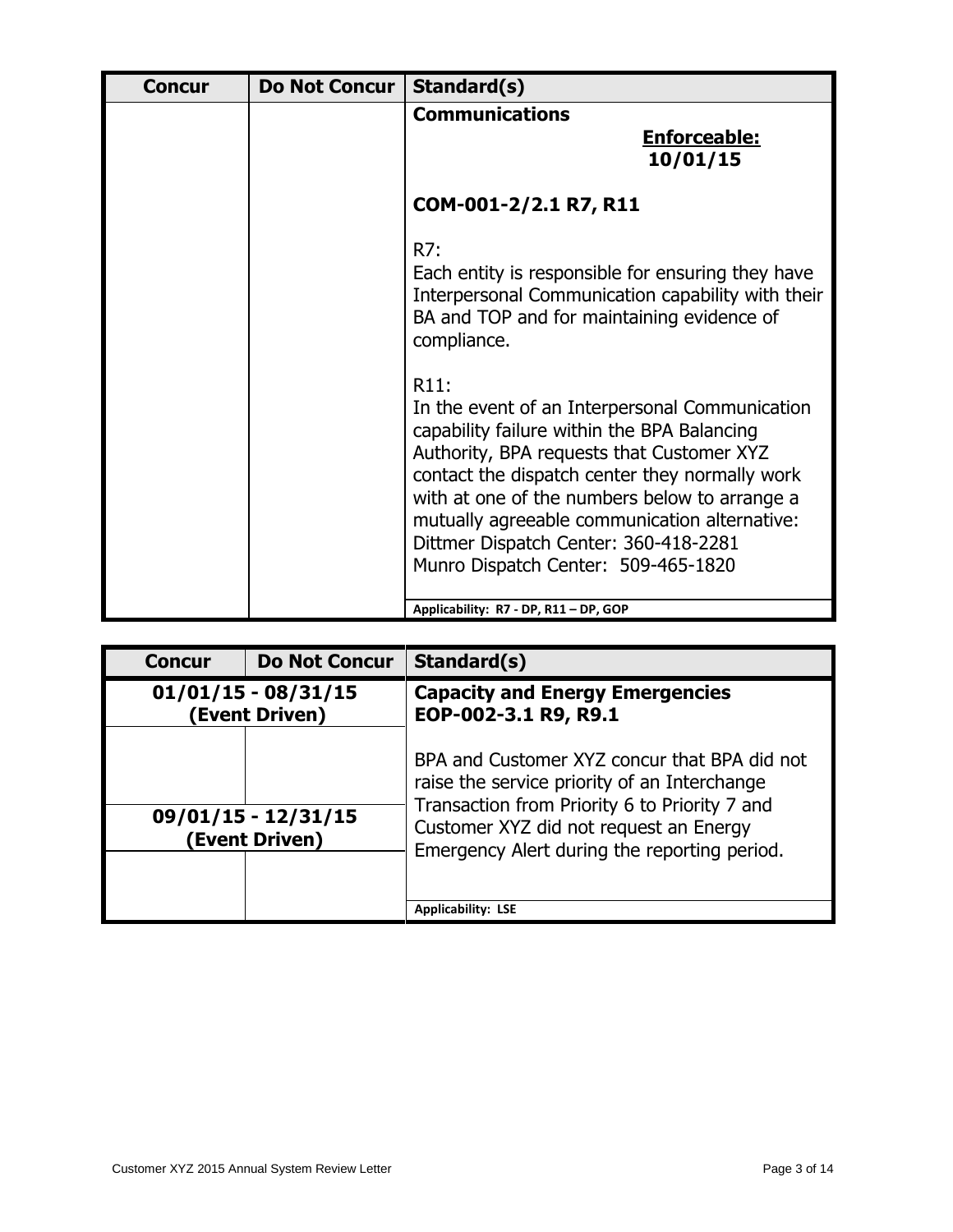| Concur | Do Not Concur | Standard(s) |
| --- | --- | --- |
| | | **Communications**<br>**Enforceable: 10/01/15**<br><br>**COM-001-2/2.1 R7, R11**<br><br>R7:<br>Each entity is responsible for ensuring they have Interpersonal Communication capability with their BA and TOP and for maintaining evidence of compliance.<br><br>R11:<br>In the event of an Interpersonal Communication capability failure within the BPA Balancing Authority, BPA requests that Customer XYZ contact the dispatch center they normally work with at one of the numbers below to arrange a mutually agreeable communication alternative:<br>Dittmer Dispatch Center: 360-418-2281<br>Munro Dispatch Center: 509-465-1820<br><br>**Applicability: R7 - DP, R11 – DP, GOP** |

| Concur | Do Not Concur | Standard(s) |
| --- | --- | --- |
| **01/01/15 - 08/31/15 (Event Driven)** | | **Capacity and Energy Emergencies**<br>**EOP-002-3.1 R9, R9.1**<br><br>BPA and Customer XYZ concur that BPA did not raise the service priority of an Interchange Transaction from Priority 6 to Priority 7 and Customer XYZ did not request an Energy Emergency Alert during the reporting period. |
| | | |
| **09/01/15 - 12/31/15 (Event Driven)** | | |
| | | **Applicability: LSE** |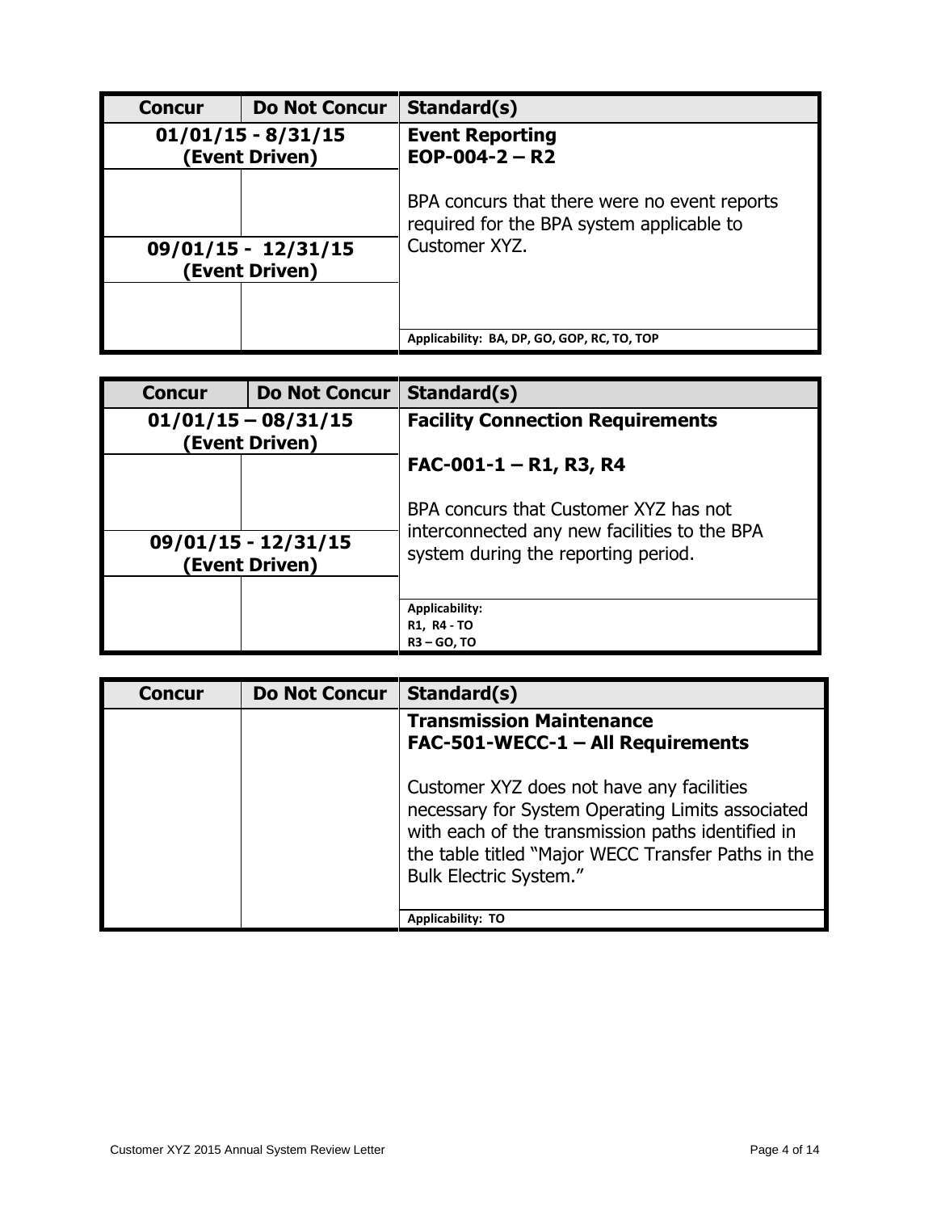| Concur | Do Not Concur | Standard(s) |
|---|---|---|
| **01/01/15 - 8/31/15 (Event Driven)** | | **Event Reporting**<br>**EOP-004-2 – R2**<br><br>BPA concurs that there were no event reports required for the BPA system applicable to Customer XYZ. |
| | | |
| **09/01/15 - 12/31/15 (Event Driven)** | | |
| | | **Applicability: BA, DP, GO, GOP, RC, TO, TOP** |

| Concur | Do Not Concur | Standard(s) |
|---|---|---|
| **01/01/15 – 08/31/15 (Event Driven)** | | **Facility Connection Requirements**<br><br>**FAC-001-1 – R1, R3, R4**<br><br>BPA concurs that Customer XYZ has not interconnected any new facilities to the BPA system during the reporting period. |
| | | |
| **09/01/15 - 12/31/15 (Event Driven)** | | |
| | | **Applicability:**<br>**R1, R4 - TO**<br>**R3 – GO, TO** |

| Concur | Do Not Concur | Standard(s) |
|---|---|---|
| | | **Transmission Maintenance**<br>**FAC-501-WECC-1 – All Requirements**<br><br>Customer XYZ does not have any facilities necessary for System Operating Limits associated with each of the transmission paths identified in the table titled "Major WECC Transfer Paths in the Bulk Electric System." |
| | | **Applicability: TO** |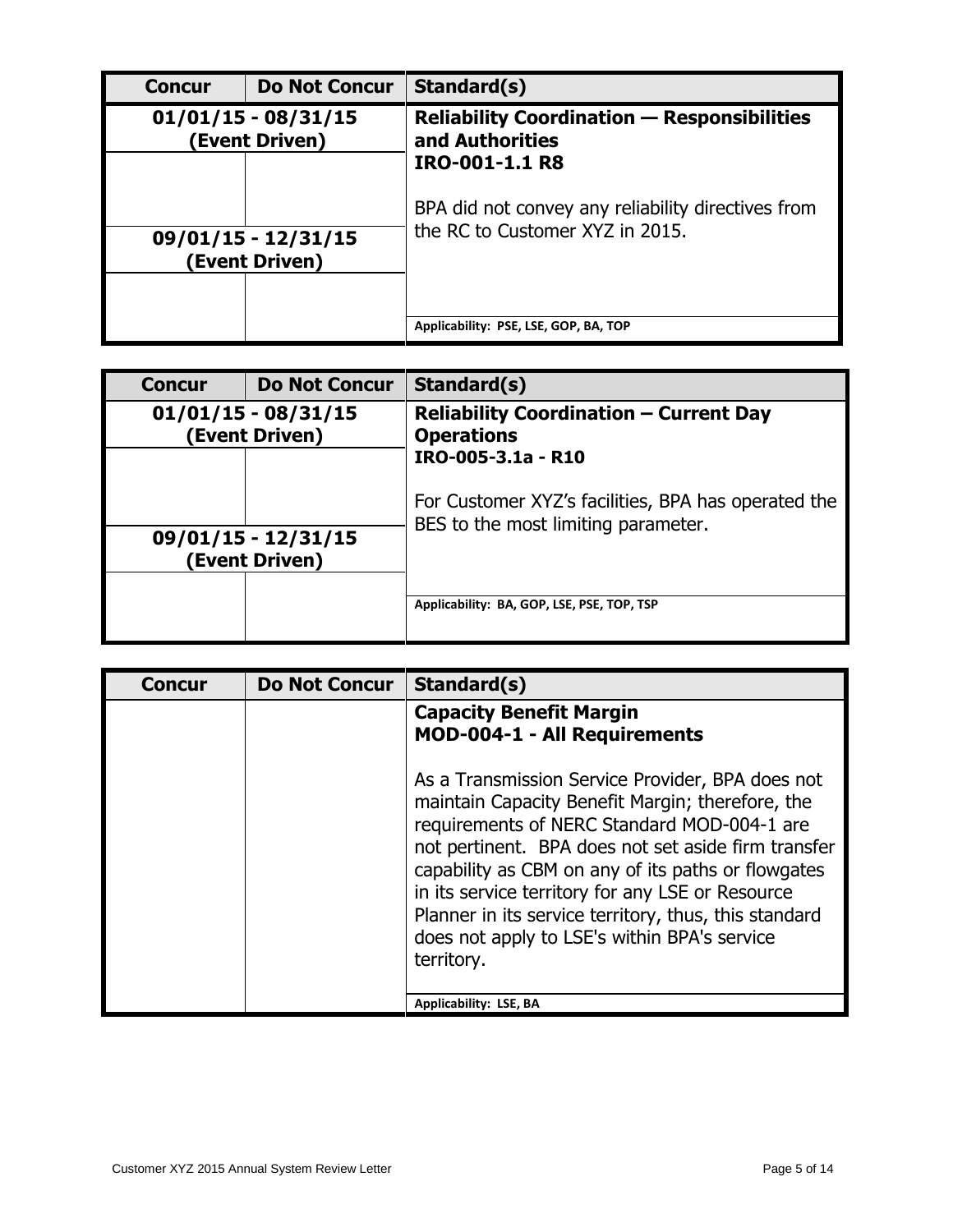| Concur | Do Not Concur | Standard(s) |
|---|---|---|
| 01/01/15 - 08/31/15 (Event Driven) | | **Reliability Coordination — Responsibilities and Authorities** **IRO-001-1.1 R8** BPA did not convey any reliability directives from the RC to Customer XYZ in 2015. |
| | | |
| 09/01/15 - 12/31/15 (Event Driven) | | |
| | | Applicability: PSE, LSE, GOP, BA, TOP |

| Concur | Do Not Concur | Standard(s) |
|---|---|---|
| 01/01/15 - 08/31/15 (Event Driven) | | **Reliability Coordination – Current Day Operations** **IRO-005-3.1a - R10** For Customer XYZ's facilities, BPA has operated the BES to the most limiting parameter. |
| | | |
| 09/01/15 - 12/31/15 (Event Driven) | | |
| | | Applicability: BA, GOP, LSE, PSE, TOP, TSP |

| Concur | Do Not Concur | Standard(s) |
|---|---|---|
| | | **Capacity Benefit Margin** **MOD-004-1 - All Requirements** As a Transmission Service Provider, BPA does not maintain Capacity Benefit Margin; therefore, the requirements of NERC Standard MOD-004-1 are not pertinent. BPA does not set aside firm transfer capability as CBM on any of its paths or flowgates in its service territory for any LSE or Resource Planner in its service territory, thus, this standard does not apply to LSE's within BPA's service territory. |
| | | Applicability: LSE, BA |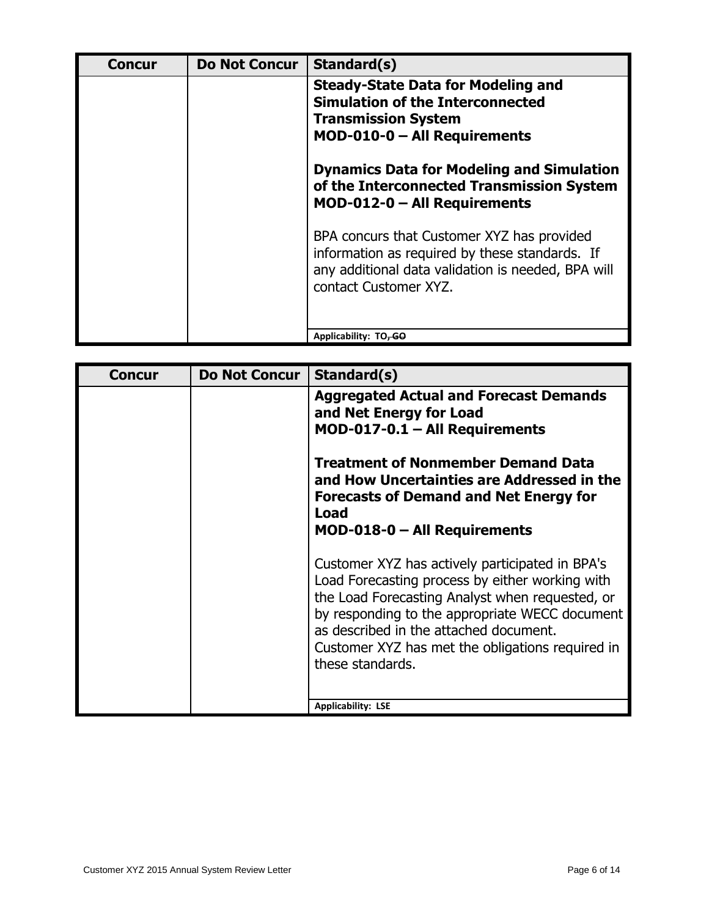| Concur | Do Not Concur | Standard(s) |
| --- | --- | --- |
| | | **Steady-State Data for Modeling and Simulation of the Interconnected Transmission System**<br>**MOD-010-0 – All Requirements**<br><br>**Dynamics Data for Modeling and Simulation of the Interconnected Transmission System**<br>**MOD-012-0 – All Requirements**<br><br>BPA concurs that Customer XYZ has provided information as required by these standards. If any additional data validation is needed, BPA will contact Customer XYZ. |
| | | **Applicability: TO~~, GO~~** |

| Concur | Do Not Concur | Standard(s) |
| --- | --- | --- |
| | | **Aggregated Actual and Forecast Demands and Net Energy for Load**<br>**MOD-017-0.1 – All Requirements**<br><br>**Treatment of Nonmember Demand Data and How Uncertainties are Addressed in the Forecasts of Demand and Net Energy for Load**<br>**MOD-018-0 – All Requirements**<br><br>Customer XYZ has actively participated in BPA's Load Forecasting process by either working with the Load Forecasting Analyst when requested, or by responding to the appropriate WECC document as described in the attached document. Customer XYZ has met the obligations required in these standards. |
| | | **Applicability: LSE** |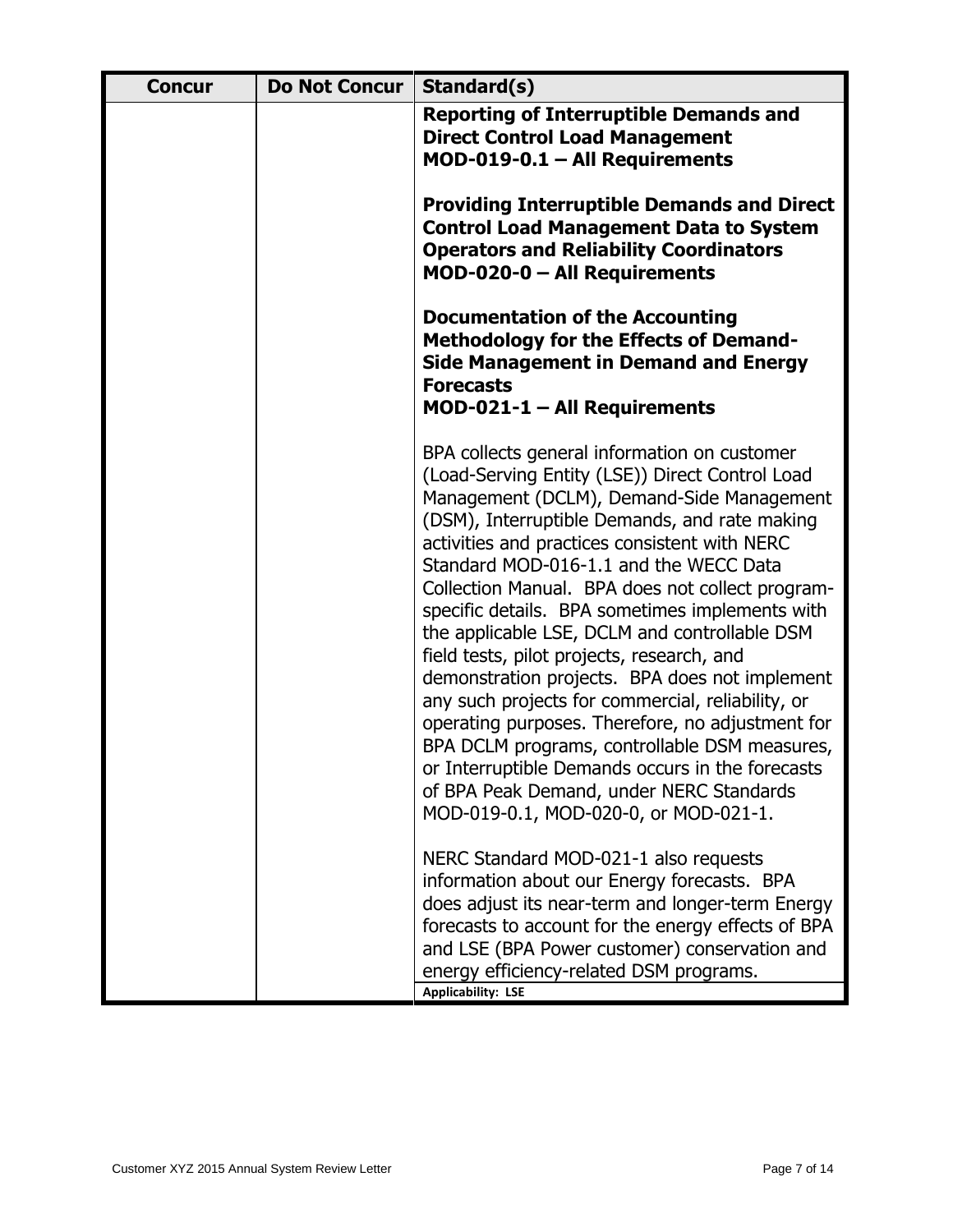| Concur | Do Not Concur | Standard(s) |
|---|---|---|
| | | **Reporting of Interruptible Demands and Direct Control Load Management MOD-019-0.1 – All Requirements**<br><br>**Providing Interruptible Demands and Direct Control Load Management Data to System Operators and Reliability Coordinators MOD-020-0 – All Requirements**<br><br>**Documentation of the Accounting Methodology for the Effects of Demand-Side Management in Demand and Energy Forecasts MOD-021-1 – All Requirements**<br><br>BPA collects general information on customer (Load-Serving Entity (LSE)) Direct Control Load Management (DCLM), Demand-Side Management (DSM), Interruptible Demands, and rate making activities and practices consistent with NERC Standard MOD-016-1.1 and the WECC Data Collection Manual. BPA does not collect program-specific details. BPA sometimes implements with the applicable LSE, DCLM and controllable DSM field tests, pilot projects, research, and demonstration projects. BPA does not implement any such projects for commercial, reliability, or operating purposes. Therefore, no adjustment for BPA DCLM programs, controllable DSM measures, or Interruptible Demands occurs in the forecasts of BPA Peak Demand, under NERC Standards MOD-019-0.1, MOD-020-0, or MOD-021-1.<br><br>NERC Standard MOD-021-1 also requests information about our Energy forecasts. BPA does adjust its near-term and longer-term Energy forecasts to account for the energy effects of BPA and LSE (BPA Power customer) conservation and energy efficiency-related DSM programs. |
| | | **Applicability: LSE** |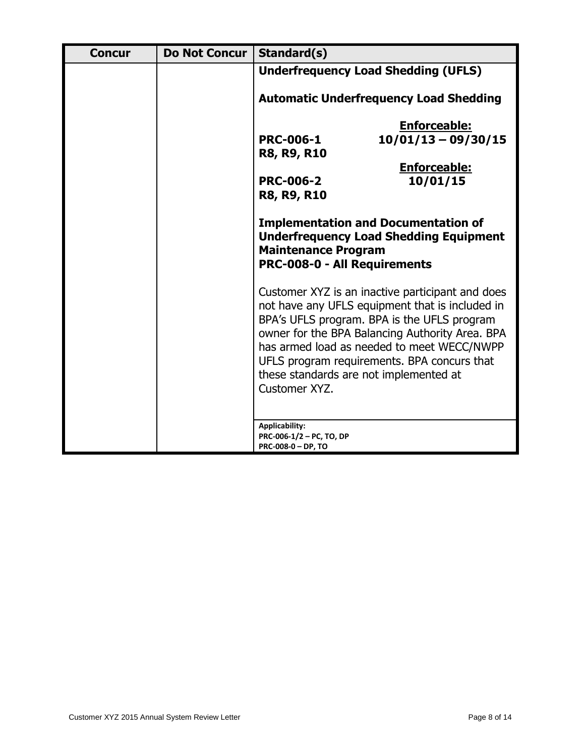| Concur | Do Not Concur | Standard(s) |
|---|---|---|
| | | **Underfrequency Load Shedding (UFLS)**<br><br>**Automatic Underfrequency Load Shedding**<br><br>**PRC-006-1 R8, R9, R10** — **Enforceable: 10/01/13 – 09/30/15**<br><br>**PRC-006-2 R8, R9, R10** — **Enforceable: 10/01/15**<br><br>**Implementation and Documentation of Underfrequency Load Shedding Equipment Maintenance Program**<br>**PRC-008-0 - All Requirements**<br><br>Customer XYZ is an inactive participant and does not have any UFLS equipment that is included in BPA's UFLS program. BPA is the UFLS program owner for the BPA Balancing Authority Area. BPA has armed load as needed to meet WECC/NWPP UFLS program requirements. BPA concurs that these standards are not implemented at Customer XYZ. |
| | | **Applicability:**<br>**PRC-006-1/2 – PC, TO, DP**<br>**PRC-008-0 – DP, TO** |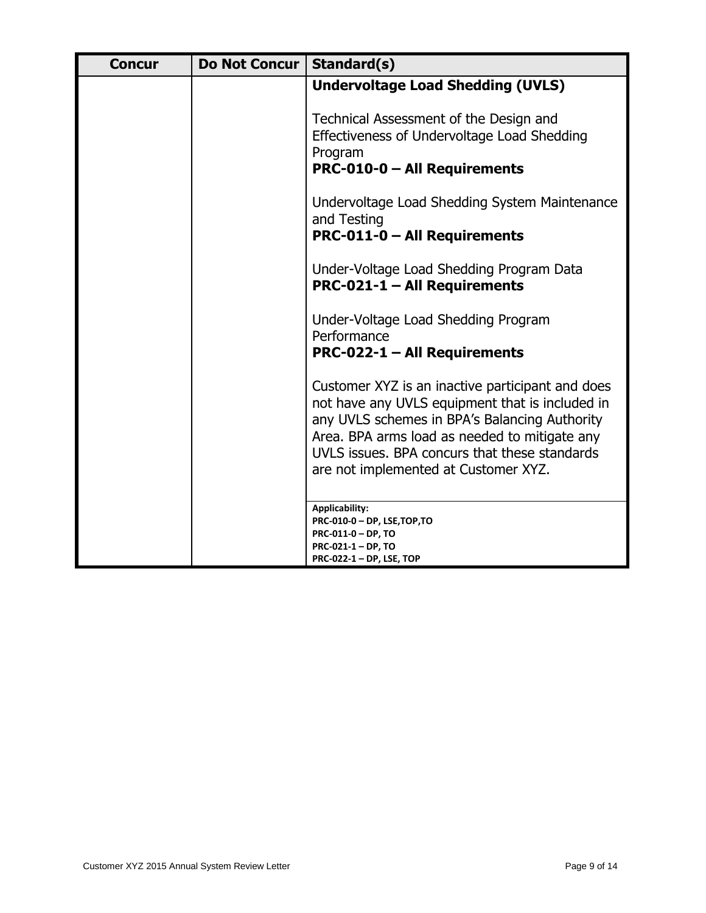| Concur | Do Not Concur | Standard(s) |
|---|---|---|
| | | **Undervoltage Load Shedding (UVLS)**<br><br>Technical Assessment of the Design and Effectiveness of Undervoltage Load Shedding Program<br>**PRC-010-0 – All Requirements**<br><br>Undervoltage Load Shedding System Maintenance and Testing<br>**PRC-011-0 – All Requirements**<br><br>Under-Voltage Load Shedding Program Data<br>**PRC-021-1 – All Requirements**<br><br>Under-Voltage Load Shedding Program Performance<br>**PRC-022-1 – All Requirements**<br><br>Customer XYZ is an inactive participant and does not have any UVLS equipment that is included in any UVLS schemes in BPA's Balancing Authority Area. BPA arms load as needed to mitigate any UVLS issues. BPA concurs that these standards are not implemented at Customer XYZ. |
| | | **Applicability:**<br>**PRC-010-0 – DP, LSE,TOP,TO**<br>**PRC-011-0 – DP, TO**<br>**PRC-021-1 – DP, TO**<br>**PRC-022-1 – DP, LSE, TOP** |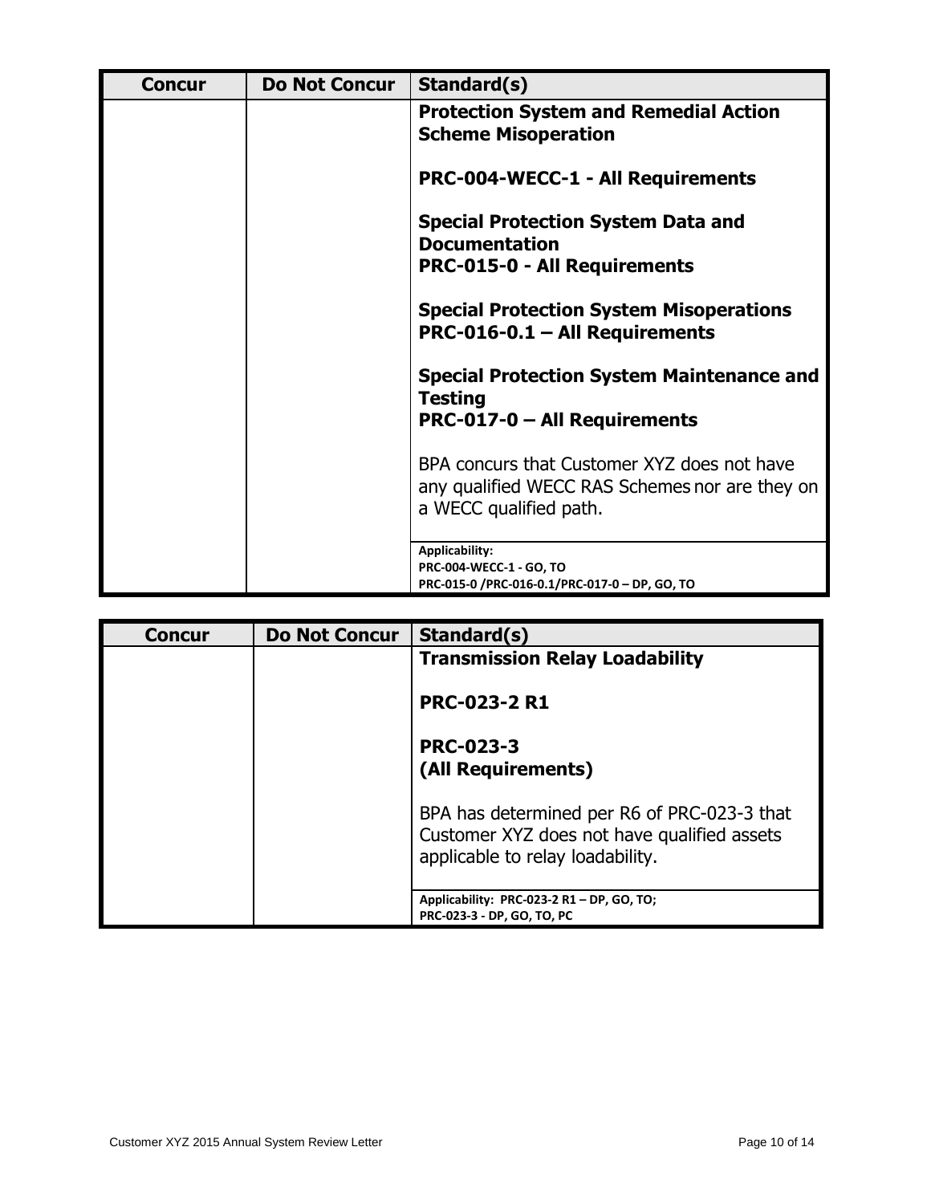| Concur | Do Not Concur | Standard(s) |
|---|---|---|
| | | **Protection System and Remedial Action Scheme Misoperation**<br><br>**PRC-004-WECC-1 - All Requirements**<br><br>**Special Protection System Data and Documentation**<br>**PRC-015-0 - All Requirements**<br><br>**Special Protection System Misoperations**<br>**PRC-016-0.1 – All Requirements**<br><br>**Special Protection System Maintenance and Testing**<br>**PRC-017-0 – All Requirements**<br><br>BPA concurs that Customer XYZ does not have any qualified WECC RAS Schemes nor are they on a WECC qualified path. |
| | | **Applicability:**<br>**PRC-004-WECC-1 - GO, TO**<br>**PRC-015-0 /PRC-016-0.1/PRC-017-0 – DP, GO, TO** |

| Concur | Do Not Concur | Standard(s) |
|---|---|---|
| | | **Transmission Relay Loadability**<br><br>**PRC-023-2 R1**<br><br>**PRC-023-3**<br>**(All Requirements)**<br><br>BPA has determined per R6 of PRC-023-3 that Customer XYZ does not have qualified assets applicable to relay loadability. |
| | | **Applicability: PRC-023-2 R1 – DP, GO, TO;**<br>**PRC-023-3 - DP, GO, TO, PC** |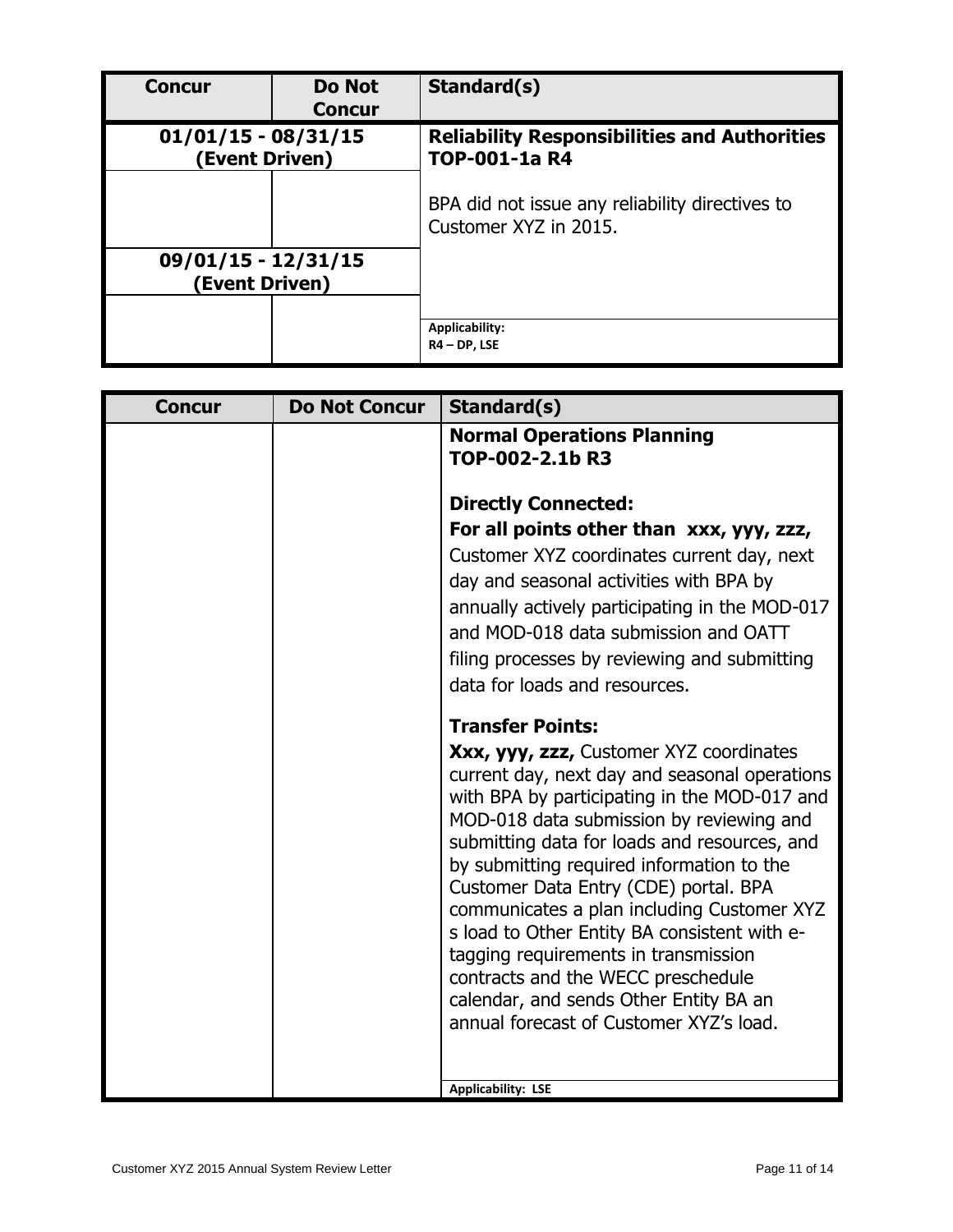| Concur | Do Not Concur | Standard(s) |
|---|---|---|
| 01/01/15 - 08/31/15 (Event Driven) | | **Reliability Responsibilities and Authorities TOP-001-1a R4**<br><br>BPA did not issue any reliability directives to Customer XYZ in 2015. |
| | | |
| 09/01/15 - 12/31/15 (Event Driven) | | |
| | | **Applicability:**<br>**R4 – DP, LSE** |

| Concur | Do Not Concur | Standard(s) |
|---|---|---|
| | | **Normal Operations Planning TOP-002-2.1b R3**<br><br>**Directly Connected:**<br>**For all points other than xxx, yyy, zzz,** Customer XYZ coordinates current day, next day and seasonal activities with BPA by annually actively participating in the MOD-017 and MOD-018 data submission and OATT filing processes by reviewing and submitting data for loads and resources.<br><br>**Transfer Points:**<br>**Xxx, yyy, zzz,** Customer XYZ coordinates current day, next day and seasonal operations with BPA by participating in the MOD-017 and MOD-018 data submission by reviewing and submitting data for loads and resources, and by submitting required information to the Customer Data Entry (CDE) portal. BPA communicates a plan including Customer XYZ s load to Other Entity BA consistent with e-tagging requirements in transmission contracts and the WECC preschedule calendar, and sends Other Entity BA an annual forecast of Customer XYZ's load. |
| | | **Applicability: LSE** |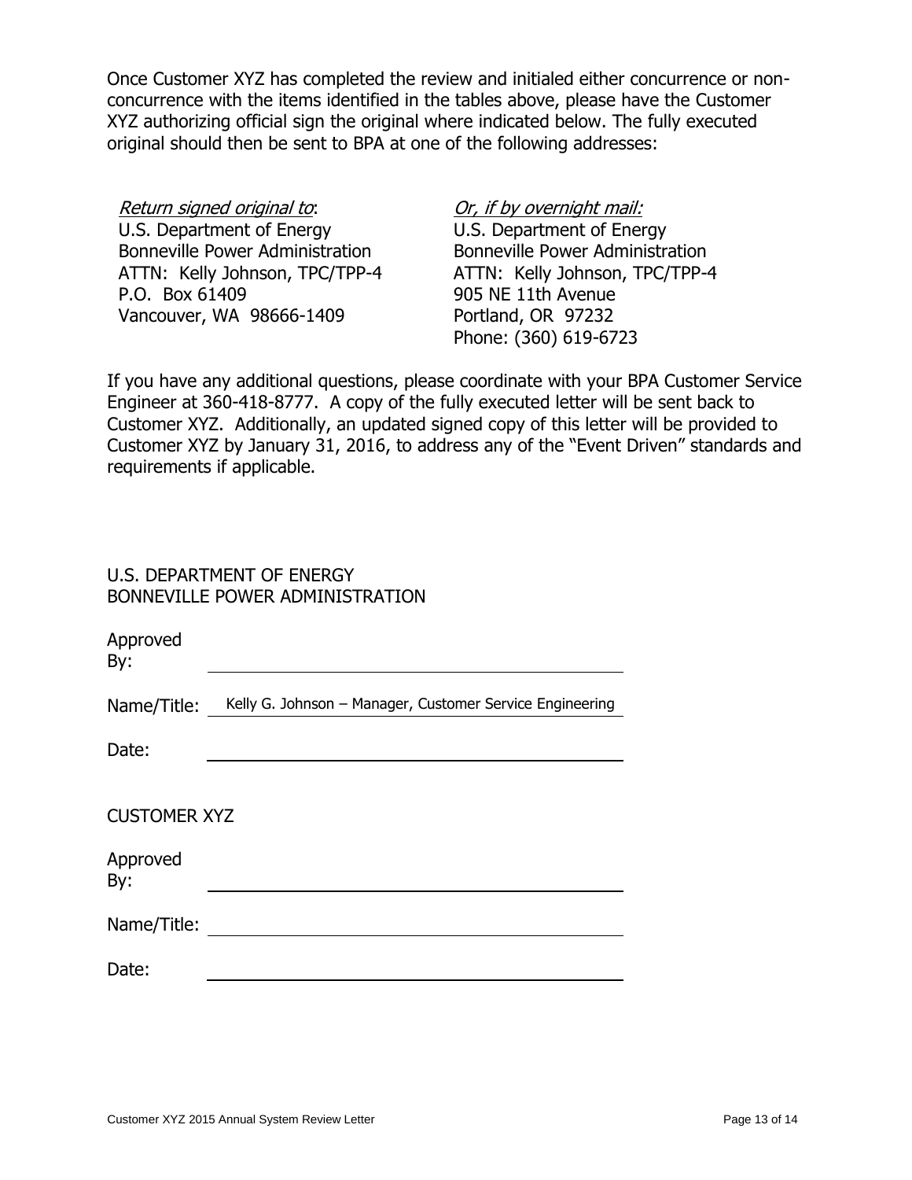Once Customer XYZ has completed the review and initialed either concurrence or non-concurrence with the items identified in the tables above, please have the Customer XYZ authorizing official sign the original where indicated below. The fully executed original should then be sent to BPA at one of the following addresses:

*Return signed original to*:
U.S. Department of Energy
Bonneville Power Administration
ATTN: Kelly Johnson, TPC/TPP-4
P.O. Box 61409
Vancouver, WA 98666-1409

*Or, if by overnight mail:*
U.S. Department of Energy
Bonneville Power Administration
ATTN: Kelly Johnson, TPC/TPP-4
905 NE 11th Avenue
Portland, OR 97232
Phone: (360) 619-6723

If you have any additional questions, please coordinate with your BPA Customer Service Engineer at 360-418-8777. A copy of the fully executed letter will be sent back to Customer XYZ. Additionally, an updated signed copy of this letter will be provided to Customer XYZ by January 31, 2016, to address any of the "Event Driven" standards and requirements if applicable.

U.S. DEPARTMENT OF ENERGY
BONNEVILLE POWER ADMINISTRATION

Approved By: ______________________________

Name/Title: Kelly G. Johnson – Manager, Customer Service Engineering

Date: ______________________________

CUSTOMER XYZ

Approved By: ______________________________

Name/Title: ______________________________

Date: ______________________________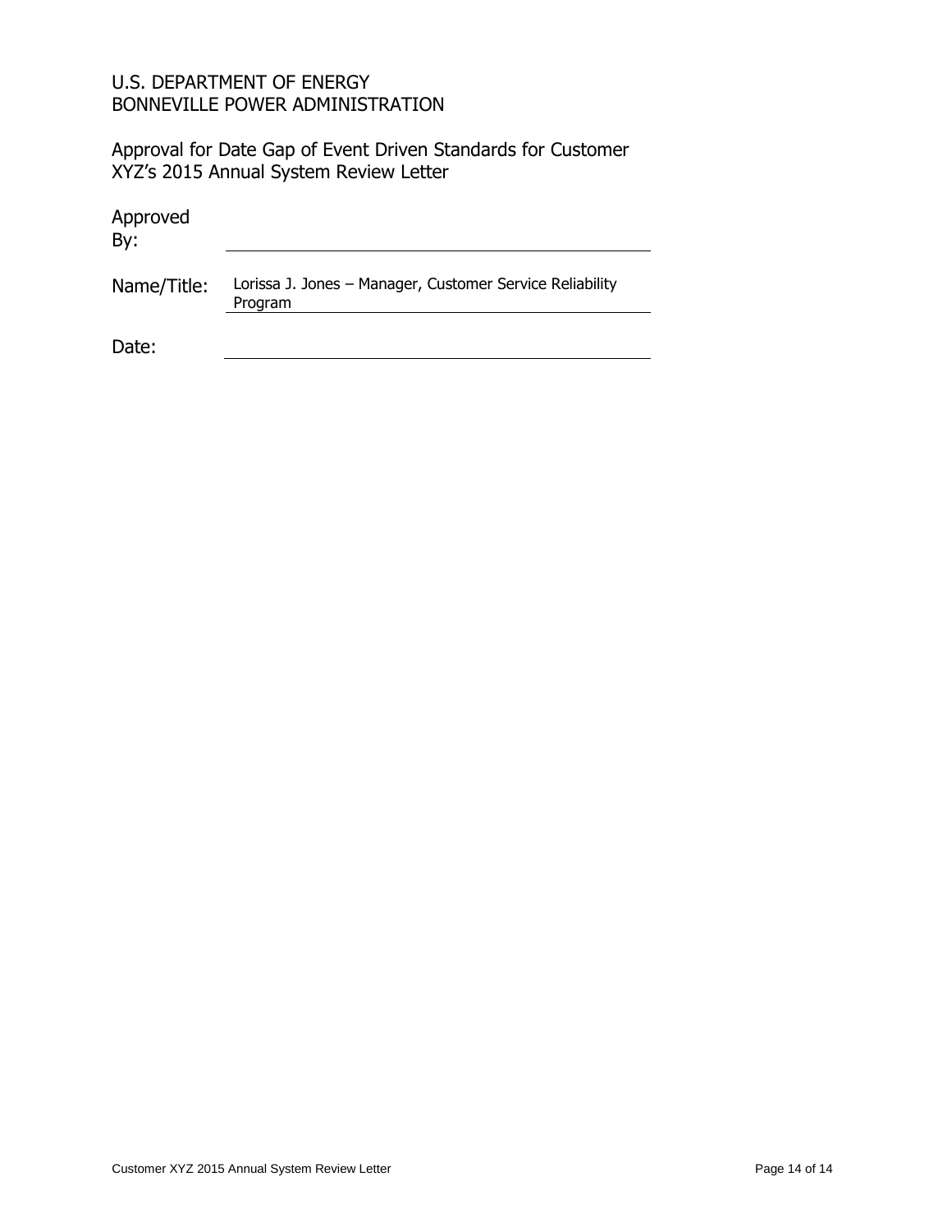U.S. DEPARTMENT OF ENERGY
BONNEVILLE POWER ADMINISTRATION

Approval for Date Gap of Event Driven Standards for Customer XYZ's 2015 Annual System Review Letter

Approved By: \_\_\_\_\_\_\_\_\_\_\_\_\_\_\_\_\_\_\_\_\_\_\_\_\_\_\_\_\_\_\_\_\_\_\_\_\_\_\_\_

Name/Title: Lorissa J. Jones – Manager, Customer Service Reliability Program

Date: \_\_\_\_\_\_\_\_\_\_\_\_\_\_\_\_\_\_\_\_\_\_\_\_\_\_\_\_\_\_\_\_\_\_\_\_\_\_\_\_